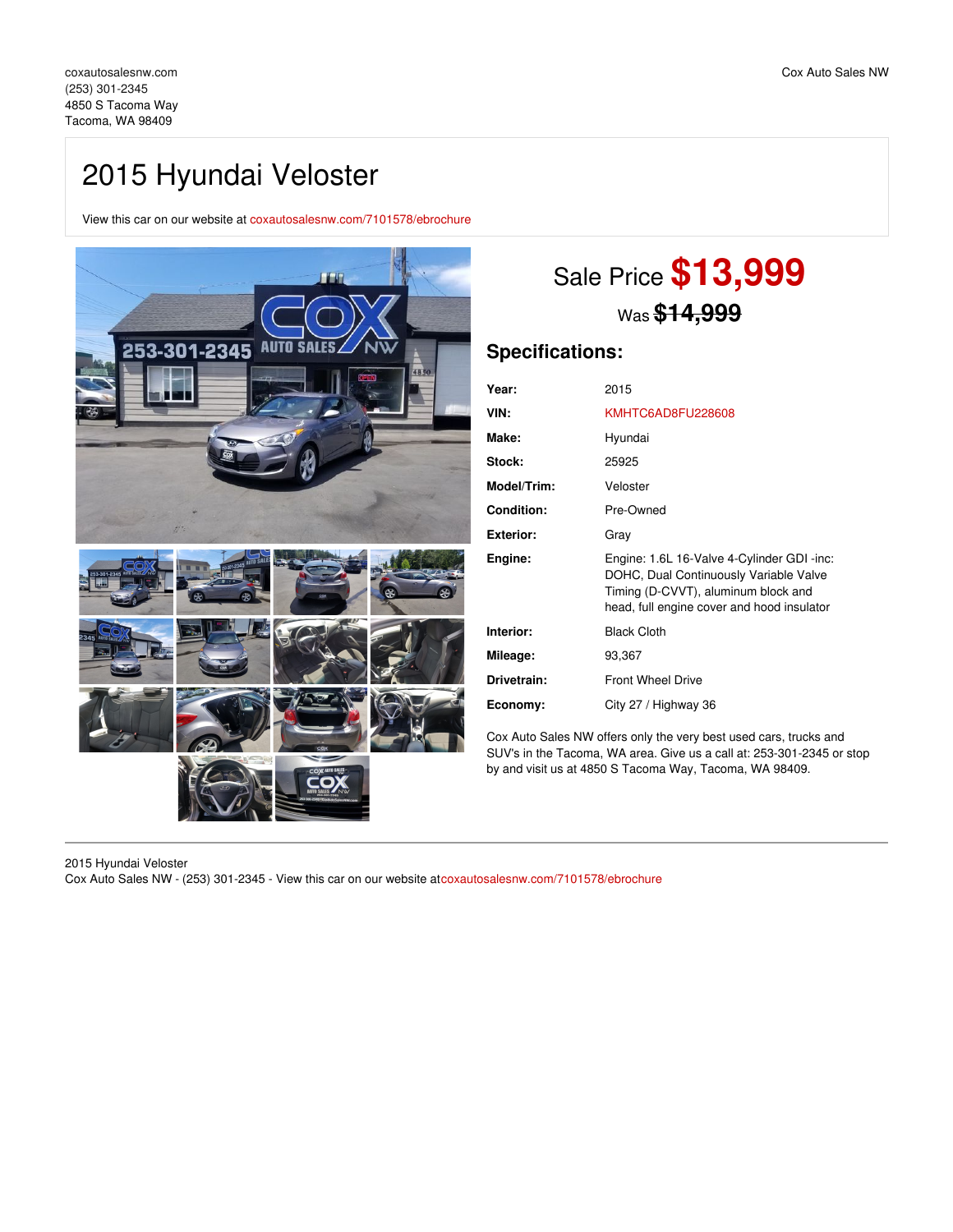coxautosalesnw.com
(253) 301-2345
4850 S Tacoma Way
Tacoma, WA 98409

Cox Auto Sales NW

# 2015 Hyundai Veloster

View this car on our website at coxautosalesnw.com/7101578/ebrochure

## Sale Price $13,999

Was ~~$14,999~~

## Specifications:

| | |
|---|---|
| **Year:** | 2015 |
| **VIN:** | KMHTC6AD8FU228608 |
| **Make:** | Hyundai |
| **Stock:** | 25925 |
| **Model/Trim:** | Veloster |
| **Condition:** | Pre-Owned |
| **Exterior:** | Gray |
| **Engine:** | Engine: 1.6L 16-Valve 4-Cylinder GDI -inc: DOHC, Dual Continuously Variable Valve Timing (D-CVVT), aluminum block and head, full engine cover and hood insulator |
| **Interior:** | Black Cloth |
| **Mileage:** | 93,367 |
| **Drivetrain:** | Front Wheel Drive |
| **Economy:** | City 27 / Highway 36 |

Cox Auto Sales NW offers only the very best used cars, trucks and SUV's in the Tacoma, WA area. Give us a call at: 253-301-2345 or stop by and visit us at 4850 S Tacoma Way, Tacoma, WA 98409.

2015 Hyundai Veloster
Cox Auto Sales NW - (253) 301-2345 - View this car on our website atcoxautosalesnw.com/7101578/ebrochure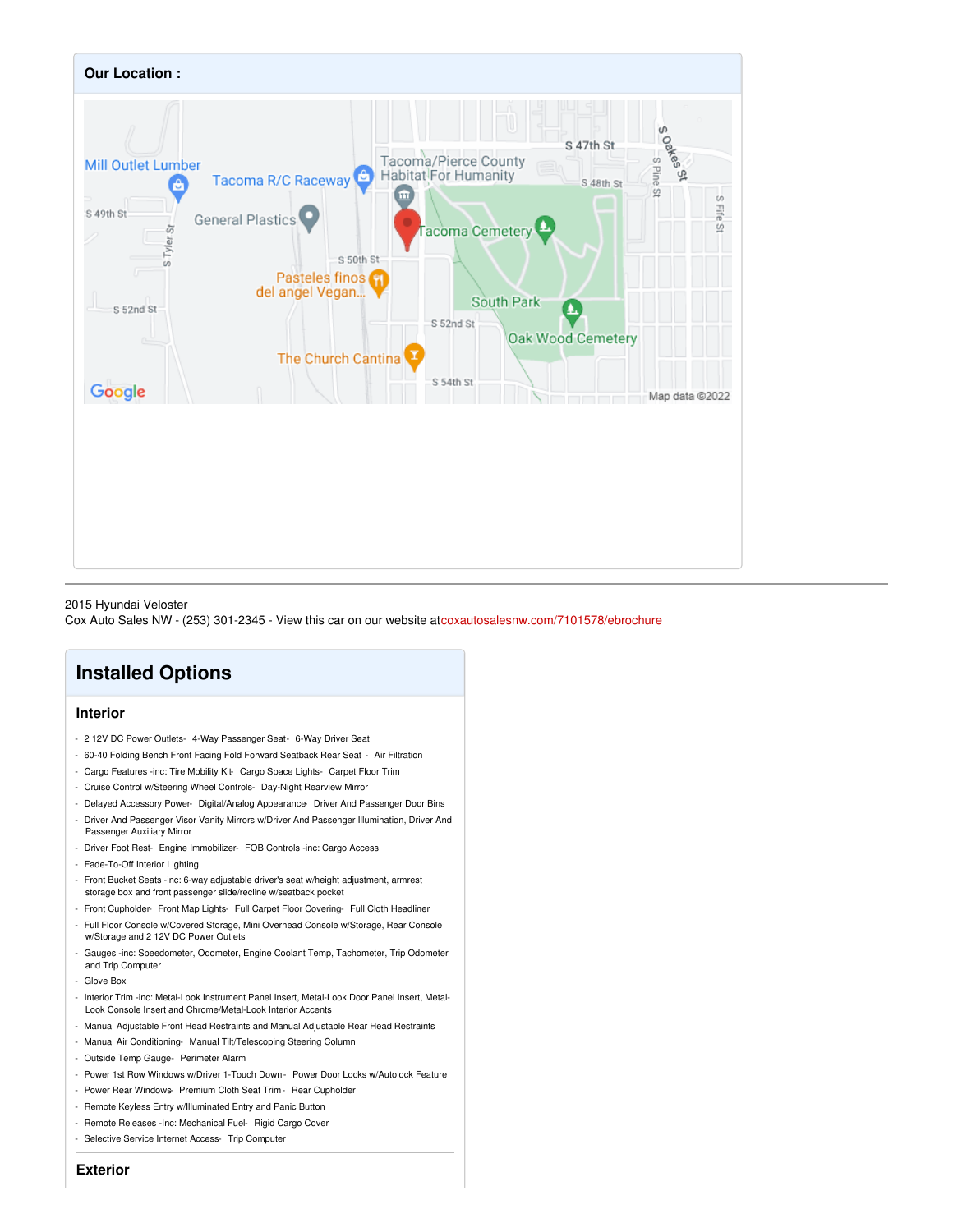## Our Location :

2015 Hyundai Veloster
Cox Auto Sales NW - (253) 301-2345 - View this car on our website atcoxautosalesnw.com/7101578/ebrochure

# Installed Options

## Interior

- 2 12V DC Power Outlets- 4-Way Passenger Seat- 6-Way Driver Seat
- 60-40 Folding Bench Front Facing Fold Forward Seatback Rear Seat - Air Filtration
- Cargo Features -inc: Tire Mobility Kit- Cargo Space Lights- Carpet Floor Trim
- Cruise Control w/Steering Wheel Controls- Day-Night Rearview Mirror
- Delayed Accessory Power- Digital/Analog Appearance- Driver And Passenger Door Bins
- Driver And Passenger Visor Vanity Mirrors w/Driver And Passenger Illumination, Driver And Passenger Auxiliary Mirror
- Driver Foot Rest- Engine Immobilizer- FOB Controls -inc: Cargo Access
- Fade-To-Off Interior Lighting
- Front Bucket Seats -inc: 6-way adjustable driver's seat w/height adjustment, armrest storage box and front passenger slide/recline w/seatback pocket
- Front Cupholder- Front Map Lights- Full Carpet Floor Covering- Full Cloth Headliner
- Full Floor Console w/Covered Storage, Mini Overhead Console w/Storage, Rear Console w/Storage and 2 12V DC Power Outlets
- Gauges -inc: Speedometer, Odometer, Engine Coolant Temp, Tachometer, Trip Odometer and Trip Computer
- Glove Box
- Interior Trim -inc: Metal-Look Instrument Panel Insert, Metal-Look Door Panel Insert, Metal-Look Console Insert and Chrome/Metal-Look Interior Accents
- Manual Adjustable Front Head Restraints and Manual Adjustable Rear Head Restraints
- Manual Air Conditioning- Manual Tilt/Telescoping Steering Column
- Outside Temp Gauge- Perimeter Alarm
- Power 1st Row Windows w/Driver 1-Touch Down- Power Door Locks w/Autolock Feature
- Power Rear Windows- Premium Cloth Seat Trim- Rear Cupholder
- Remote Keyless Entry w/Illuminated Entry and Panic Button
- Remote Releases -Inc: Mechanical Fuel- Rigid Cargo Cover
- Selective Service Internet Access- Trip Computer

## Exterior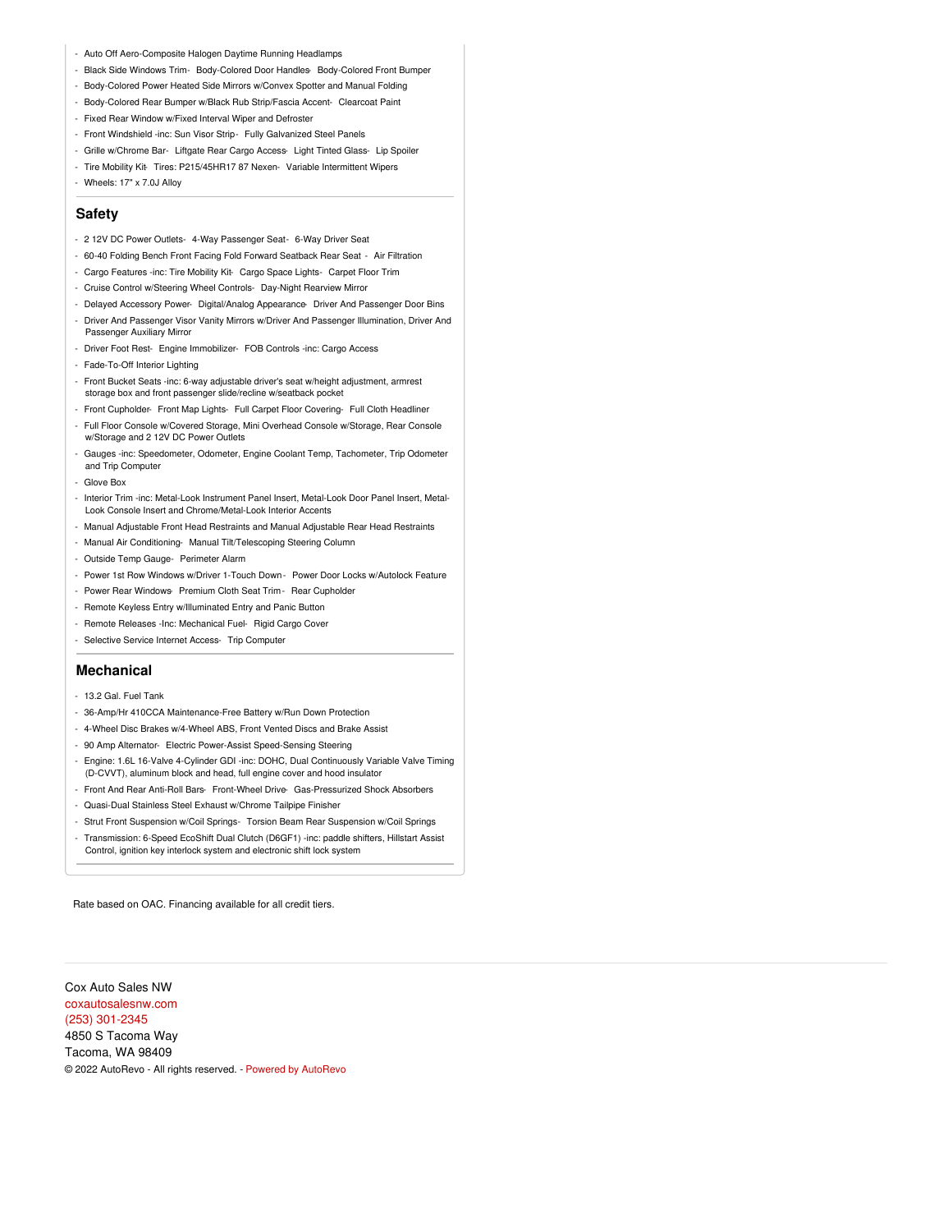- Auto Off Aero-Composite Halogen Daytime Running Headlamps
- Black Side Windows Trim- Body-Colored Door Handles- Body-Colored Front Bumper
- Body-Colored Power Heated Side Mirrors w/Convex Spotter and Manual Folding
- Body-Colored Rear Bumper w/Black Rub Strip/Fascia Accent- Clearcoat Paint
- Fixed Rear Window w/Fixed Interval Wiper and Defroster
- Front Windshield -inc: Sun Visor Strip- Fully Galvanized Steel Panels
- Grille w/Chrome Bar- Liftgate Rear Cargo Access- Light Tinted Glass- Lip Spoiler
- Tire Mobility Kit- Tires: P215/45HR17 87 Nexen- Variable Intermittent Wipers
- Wheels: 17" x 7.0J Alloy

## Safety

- 2 12V DC Power Outlets- 4-Way Passenger Seat- 6-Way Driver Seat
- 60-40 Folding Bench Front Facing Fold Forward Seatback Rear Seat - Air Filtration
- Cargo Features -inc: Tire Mobility Kit- Cargo Space Lights- Carpet Floor Trim
- Cruise Control w/Steering Wheel Controls- Day-Night Rearview Mirror
- Delayed Accessory Power- Digital/Analog Appearance- Driver And Passenger Door Bins
- Driver And Passenger Visor Vanity Mirrors w/Driver And Passenger Illumination, Driver And Passenger Auxiliary Mirror
- Driver Foot Rest- Engine Immobilizer- FOB Controls -inc: Cargo Access
- Fade-To-Off Interior Lighting
- Front Bucket Seats -inc: 6-way adjustable driver's seat w/height adjustment, armrest storage box and front passenger slide/recline w/seatback pocket
- Front Cupholder- Front Map Lights- Full Carpet Floor Covering- Full Cloth Headliner
- Full Floor Console w/Covered Storage, Mini Overhead Console w/Storage, Rear Console w/Storage and 2 12V DC Power Outlets
- Gauges -inc: Speedometer, Odometer, Engine Coolant Temp, Tachometer, Trip Odometer and Trip Computer
- Glove Box
- Interior Trim -inc: Metal-Look Instrument Panel Insert, Metal-Look Door Panel Insert, Metal-Look Console Insert and Chrome/Metal-Look Interior Accents
- Manual Adjustable Front Head Restraints and Manual Adjustable Rear Head Restraints
- Manual Air Conditioning- Manual Tilt/Telescoping Steering Column
- Outside Temp Gauge- Perimeter Alarm
- Power 1st Row Windows w/Driver 1-Touch Down - Power Door Locks w/Autolock Feature
- Power Rear Windows- Premium Cloth Seat Trim - Rear Cupholder
- Remote Keyless Entry w/Illuminated Entry and Panic Button
- Remote Releases -Inc: Mechanical Fuel- Rigid Cargo Cover
- Selective Service Internet Access- Trip Computer

## Mechanical

- 13.2 Gal. Fuel Tank
- 36-Amp/Hr 410CCA Maintenance-Free Battery w/Run Down Protection
- 4-Wheel Disc Brakes w/4-Wheel ABS, Front Vented Discs and Brake Assist
- 90 Amp Alternator- Electric Power-Assist Speed-Sensing Steering
- Engine: 1.6L 16-Valve 4-Cylinder GDI -inc: DOHC, Dual Continuously Variable Valve Timing (D-CVVT), aluminum block and head, full engine cover and hood insulator
- Front And Rear Anti-Roll Bars- Front-Wheel Drive- Gas-Pressurized Shock Absorbers
- Quasi-Dual Stainless Steel Exhaust w/Chrome Tailpipe Finisher
- Strut Front Suspension w/Coil Springs- Torsion Beam Rear Suspension w/Coil Springs
- Transmission: 6-Speed EcoShift Dual Clutch (D6GF1) -inc: paddle shifters, Hillstart Assist Control, ignition key interlock system and electronic shift lock system

Rate based on OAC. Financing available for all credit tiers.

Cox Auto Sales NW
coxautosalesnw.com
(253) 301-2345
4850 S Tacoma Way
Tacoma, WA 98409
© 2022 AutoRevo - All rights reserved. - Powered by AutoRevo